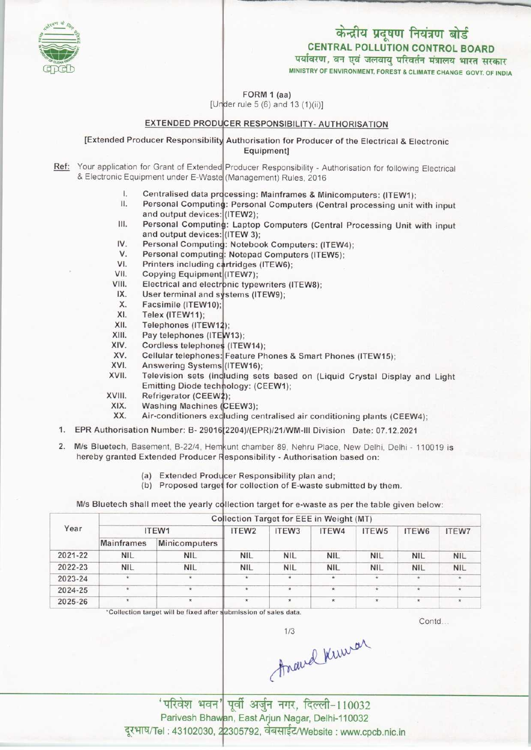# केन्द्रीय प्रदूषण नियंत्रण बोर्ड
## CENTRAL POLLUTION CONTROL BOARD
पर्यावरण, वन एवं जलवायु परिवर्तन मंत्रालय भारत सरकार
MINISTRY OF ENVIRONMENT, FOREST & CLIMATE CHANGE GOVT. OF INDIA

FORM 1 (aa)
[Under rule 5 (6) and 13 (1)(ii)]

### EXTENDED PRODUCER RESPONSIBILITY- AUTHORISATION

[Extended Producer Responsibility Authorisation for Producer of the Electrical & Electronic Equipment]

**Ref:** Your application for Grant of Extended Producer Responsibility - Authorisation for following Electrical & Electronic Equipment under E-Waste (Management) Rules, 2016

I. Centralised data processing: Mainframes & Minicomputers: (ITEW1);
II. Personal Computing: Personal Computers (Central processing unit with input and output devices: (ITEW2);
III. Personal Computing: Laptop Computers (Central Processing Unit with input and output devices: (ITEW 3);
IV. Personal Computing: Notebook Computers: (ITEW4);
V. Personal computing: Notepad Computers (ITEW5);
VI. Printers including cartridges (ITEW6);
VII. Copying Equipment (ITEW7);
VIII. Electrical and electronic typewriters (ITEW8);
IX. User terminal and systems (ITEW9);
X. Facsimile (ITEW10);
XI. Telex (ITEW11);
XII. Telephones (ITEW12);
XIII. Pay telephones (ITEW13);
XIV. Cordless telephones (ITEW14);
XV. Cellular telephones: Feature Phones & Smart Phones (ITEW15);
XVI. Answering Systems (ITEW16);
XVII. Television sets (including sets based on (Liquid Crystal Display and Light Emitting Diode technology: (CEEW1);
XVIII. Refrigerator (CEEW2);
XIX. Washing Machines (CEEW3);
XX. Air-conditioners excluding centralised air conditioning plants (CEEW4);

1. EPR Authorisation Number: B- 29016(2204)/(EPR)/21/WM-III Division Date: 07.12.2021

2. M/s Bluetech, Basement, B-22/4, Hemkunt chamber 89, Nehru Place, New Delhi, Delhi - 110019 is hereby granted Extended Producer Responsibility - Authorisation based on:

   (a) Extended Producer Responsibility plan and;
   (b) Proposed target for collection of E-waste submitted by them.

M/s Bluetech shall meet the yearly collection target for e-waste as per the table given below:

| Year | Collection Target for EEE in Weight (MT) | | | | | | | |
|---|---|---|---|---|---|---|---|---|
| | ITEW1 | | ITEW2 | ITEW3 | ITEW4 | ITEW5 | ITEW6 | ITEW7 |
| | Mainframes | Minicomputers | | | | | | |
| 2021-22 | NIL | NIL | NIL | NIL | NIL | NIL | NIL | NIL |
| 2022-23 | NIL | NIL | NIL | NIL | NIL | NIL | NIL | NIL |
| 2023-24 | * | * | * | * | * | * | * | * |
| 2024-25 | * | * | * | * | * | * | * | * |
| 2025-26 | * | * | * | * | * | * | * | * |

*Collection target will be fixed after submission of sales data.

Contd...

Anand Kumar

'परिवेश भवन' पूर्वी अर्जुन नगर, दिल्ली-110032
Parivesh Bhawan, East Arjun Nagar, Delhi-110032
दूरभाष/Tel : 43102030, 22305792, वेबसाईट/Website : www.cpcb.nic.in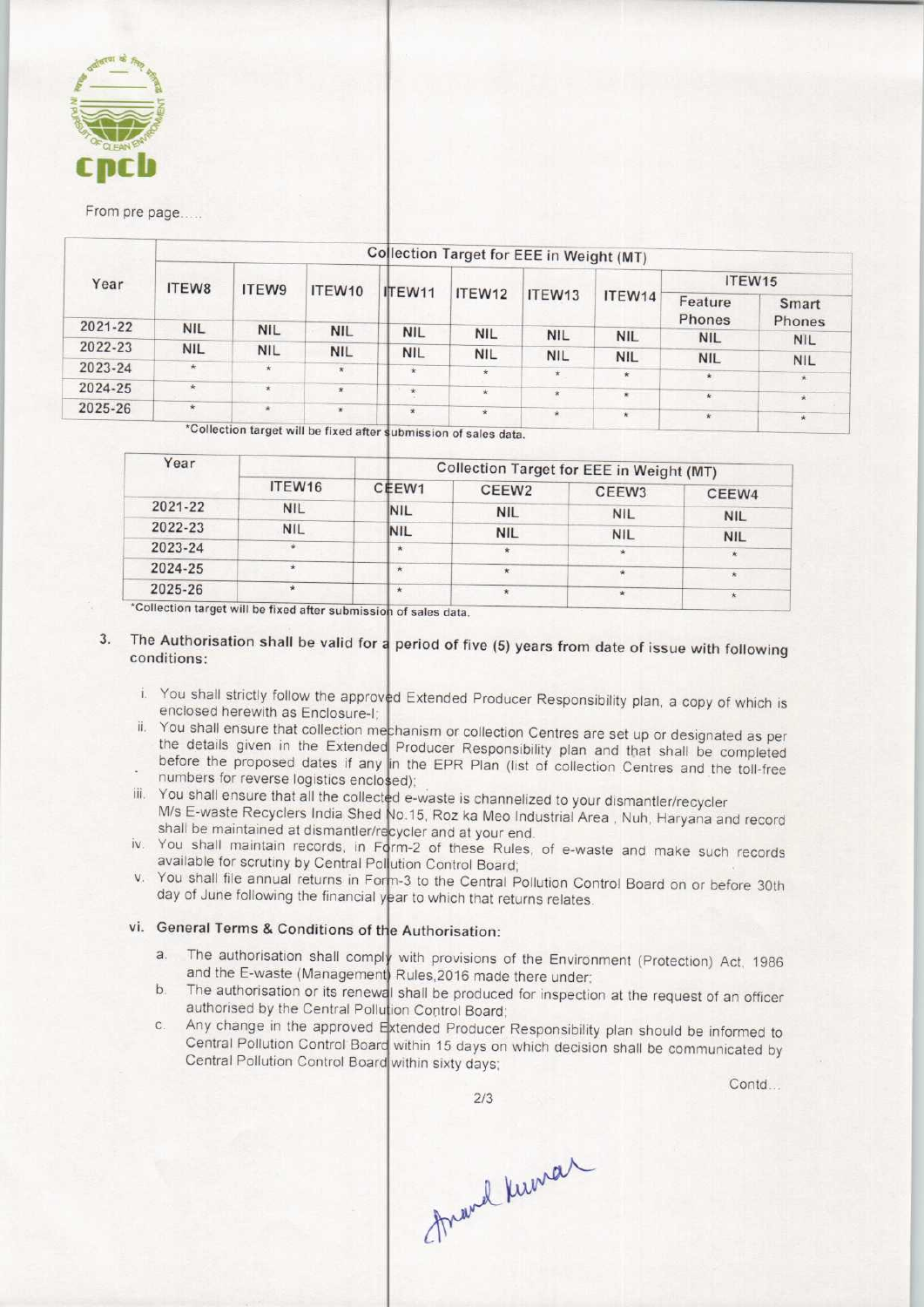From pre page.....

| Year | Collection Target for EEE in Weight (MT) | | | | | | | | |
|---|---|---|---|---|---|---|---|---|---|
| | ITEW8 | ITEW9 | ITEW10 | ITEW11 | ITEW12 | ITEW13 | ITEW14 | ITEW15 | |
| | | | | | | | | Feature Phones | Smart Phones |
| 2021-22 | NIL | NIL | NIL | NIL | NIL | NIL | NIL | NIL | NIL |
| 2022-23 | NIL | NIL | NIL | NIL | NIL | NIL | NIL | NIL | NIL |
| 2023-24 | * | * | * | * | * | * | * | * | * |
| 2024-25 | * | * | * | * | * | * | * | * | * |
| 2025-26 | * | * | * | * | * | * | * | * | * |

*Collection target will be fixed after submission of sales data.

| Year | Collection Target for EEE in Weight (MT) | | | | |
|---|---|---|---|---|---|
| | ITEW16 | CEEW1 | CEEW2 | CEEW3 | CEEW4 |
| 2021-22 | NIL | NIL | NIL | NIL | NIL |
| 2022-23 | NIL | NIL | NIL | NIL | NIL |
| 2023-24 | * | * | * | * | * |
| 2024-25 | * | * | * | * | * |
| 2025-26 | * | * | * | * | * |

*Collection target will be fixed after submission of sales data.

3. The Authorisation shall be valid for a period of five (5) years from date of issue with following conditions:

   i. You shall strictly follow the approved Extended Producer Responsibility plan, a copy of which is enclosed herewith as Enclosure-I;

   ii. You shall ensure that collection mechanism or collection Centres are set up or designated as per the details given in the Extended Producer Responsibility plan and that shall be completed before the proposed dates if any in the EPR Plan (list of collection Centres and the toll-free numbers for reverse logistics enclosed);

   iii. You shall ensure that all the collected e-waste is channelized to your dismantler/recycler M/s E-waste Recyclers India Shed No.15, Roz ka Meo Industrial Area , Nuh, Haryana and record shall be maintained at dismantler/recycler and at your end.

   iv. You shall maintain records, in Form-2 of these Rules, of e-waste and make such records available for scrutiny by Central Pollution Control Board;

   v. You shall file annual returns in Form-3 to the Central Pollution Control Board on or before 30th day of June following the financial year to which that returns relates.

   vi. **General Terms & Conditions of the Authorisation:**

      a. The authorisation shall comply with provisions of the Environment (Protection) Act, 1986 and the E-waste (Management) Rules,2016 made there under;

      b. The authorisation or its renewal shall be produced for inspection at the request of an officer authorised by the Central Pollution Control Board;

      c. Any change in the approved Extended Producer Responsibility plan should be informed to Central Pollution Control Board within 15 days on which decision shall be communicated by Central Pollution Control Board within sixty days;

Contd...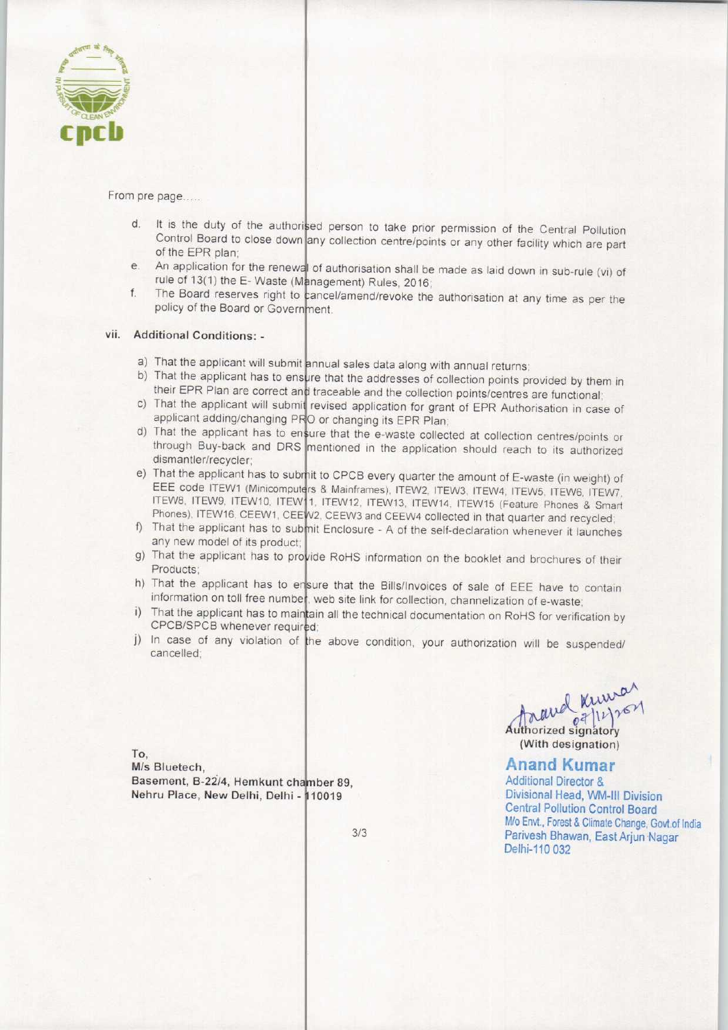From pre page.....

d. It is the duty of the authorised person to take prior permission of the Central Pollution Control Board to close down any collection centre/points or any other facility which are part of the EPR plan;

e. An application for the renewal of authorisation shall be made as laid down in sub-rule (vi) of rule of 13(1) the E- Waste (Management) Rules, 2016;

f. The Board reserves right to cancel/amend/revoke the authorisation at any time as per the policy of the Board or Government.

vii. **Additional Conditions: -**

a) That the applicant will submit annual sales data along with annual returns;

b) That the applicant has to ensure that the addresses of collection points provided by them in their EPR Plan are correct and traceable and the collection points/centres are functional;

c) That the applicant will submit revised application for grant of EPR Authorisation in case of applicant adding/changing PRO or changing its EPR Plan;

d) That the applicant has to ensure that the e-waste collected at collection centres/points or through Buy-back and DRS mentioned in the application should reach to its authorized dismantler/recycler;

e) That the applicant has to submit to CPCB every quarter the amount of E-waste (in weight) of EEE code ITEW1 (Minicomputers & Mainframes), ITEW2, ITEW3, ITEW4, ITEW5, ITEW6, ITEW7, ITEW8, ITEW9, ITEW10, ITEW11, ITEW12, ITEW13, ITEW14, ITEW15 (Feature Phones & Smart Phones), ITEW16, CEEW1, CEEW2, CEEW3 and CEEW4 collected in that quarter and recycled;

f) That the applicant has to submit Enclosure - A of the self-declaration whenever it launches any new model of its product;

g) That the applicant has to provide RoHS information on the booklet and brochures of their Products;

h) That the applicant has to ensure that the Bills/Invoices of sale of EEE have to contain information on toll free number, web site link for collection, channelization of e-waste;

i) That the applicant has to maintain all the technical documentation on RoHS for verification by CPCB/SPCB whenever required;

j) In case of any violation of the above condition, your authorization will be suspended/ cancelled;

Anand Kumar 07/12/2021
Authorized signatory
(With designation)

**Anand Kumar**
Additional Director &
Divisional Head, WM-III Division
Central Pollution Control Board
M/o Envt., Forest & Climate Change, Govt.of India
Parivesh Bhawan, East Arjun Nagar
Delhi-110 032

To,
M/s Bluetech,
Basement, B-22/4, Hemkunt chamber 89,
Nehru Place, New Delhi, Delhi - 110019